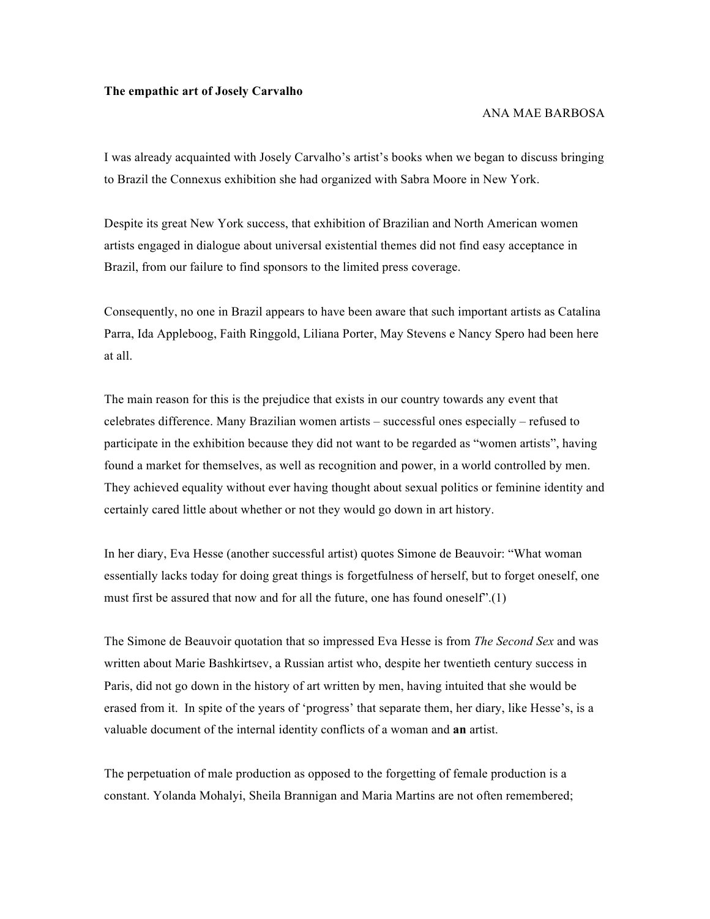**The empathic art of Josely Carvalho**

ANA MAE BARBOSA

I was already acquainted with Josely Carvalho's artist's books when we began to discuss bringing to Brazil the Connexus exhibition she had organized with Sabra Moore in New York.

Despite its great New York success, that exhibition of Brazilian and North American women artists engaged in dialogue about universal existential themes did not find easy acceptance in Brazil, from our failure to find sponsors to the limited press coverage.

Consequently, no one in Brazil appears to have been aware that such important artists as Catalina Parra, Ida Appleboog, Faith Ringgold, Liliana Porter, May Stevens e Nancy Spero had been here at all.

The main reason for this is the prejudice that exists in our country towards any event that celebrates difference. Many Brazilian women artists – successful ones especially – refused to participate in the exhibition because they did not want to be regarded as "women artists", having found a market for themselves, as well as recognition and power, in a world controlled by men. They achieved equality without ever having thought about sexual politics or feminine identity and certainly cared little about whether or not they would go down in art history.

In her diary, Eva Hesse (another successful artist) quotes Simone de Beauvoir: "What woman essentially lacks today for doing great things is forgetfulness of herself, but to forget oneself, one must first be assured that now and for all the future, one has found oneself".(1)

The Simone de Beauvoir quotation that so impressed Eva Hesse is from *The Second Sex* and was written about Marie Bashkirtsev, a Russian artist who, despite her twentieth century success in Paris, did not go down in the history of art written by men, having intuited that she would be erased from it. In spite of the years of 'progress' that separate them, her diary, like Hesse's, is a valuable document of the internal identity conflicts of a woman and **an** artist.

The perpetuation of male production as opposed to the forgetting of female production is a constant. Yolanda Mohalyi, Sheila Brannigan and Maria Martins are not often remembered;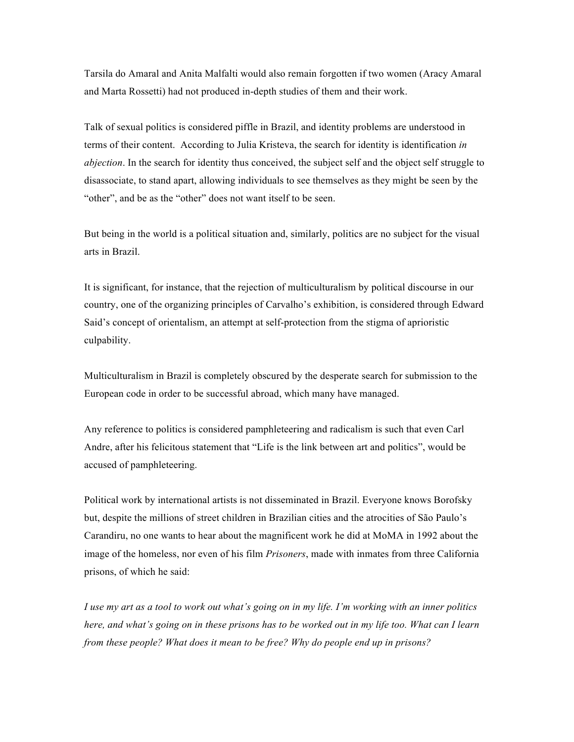Tarsila do Amaral and Anita Malfalti would also remain forgotten if two women (Aracy Amaral and Marta Rossetti) had not produced in-depth studies of them and their work.

Talk of sexual politics is considered piffle in Brazil, and identity problems are understood in terms of their content. According to Julia Kristeva, the search for identity is identification *in abjection*. In the search for identity thus conceived, the subject self and the object self struggle to disassociate, to stand apart, allowing individuals to see themselves as they might be seen by the "other", and be as the "other" does not want itself to be seen.

But being in the world is a political situation and, similarly, politics are no subject for the visual arts in Brazil.

It is significant, for instance, that the rejection of multiculturalism by political discourse in our country, one of the organizing principles of Carvalho's exhibition, is considered through Edward Said's concept of orientalism, an attempt at self-protection from the stigma of aprioristic culpability.

Multiculturalism in Brazil is completely obscured by the desperate search for submission to the European code in order to be successful abroad, which many have managed.

Any reference to politics is considered pamphleteering and radicalism is such that even Carl Andre, after his felicitous statement that "Life is the link between art and politics", would be accused of pamphleteering.

Political work by international artists is not disseminated in Brazil. Everyone knows Borofsky but, despite the millions of street children in Brazilian cities and the atrocities of São Paulo's Carandiru, no one wants to hear about the magnificent work he did at MoMA in 1992 about the image of the homeless, nor even of his film *Prisoners*, made with inmates from three California prisons, of which he said:

*I use my art as a tool to work out what's going on in my life. I'm working with an inner politics here, and what's going on in these prisons has to be worked out in my life too. What can I learn from these people? What does it mean to be free? Why do people end up in prisons?*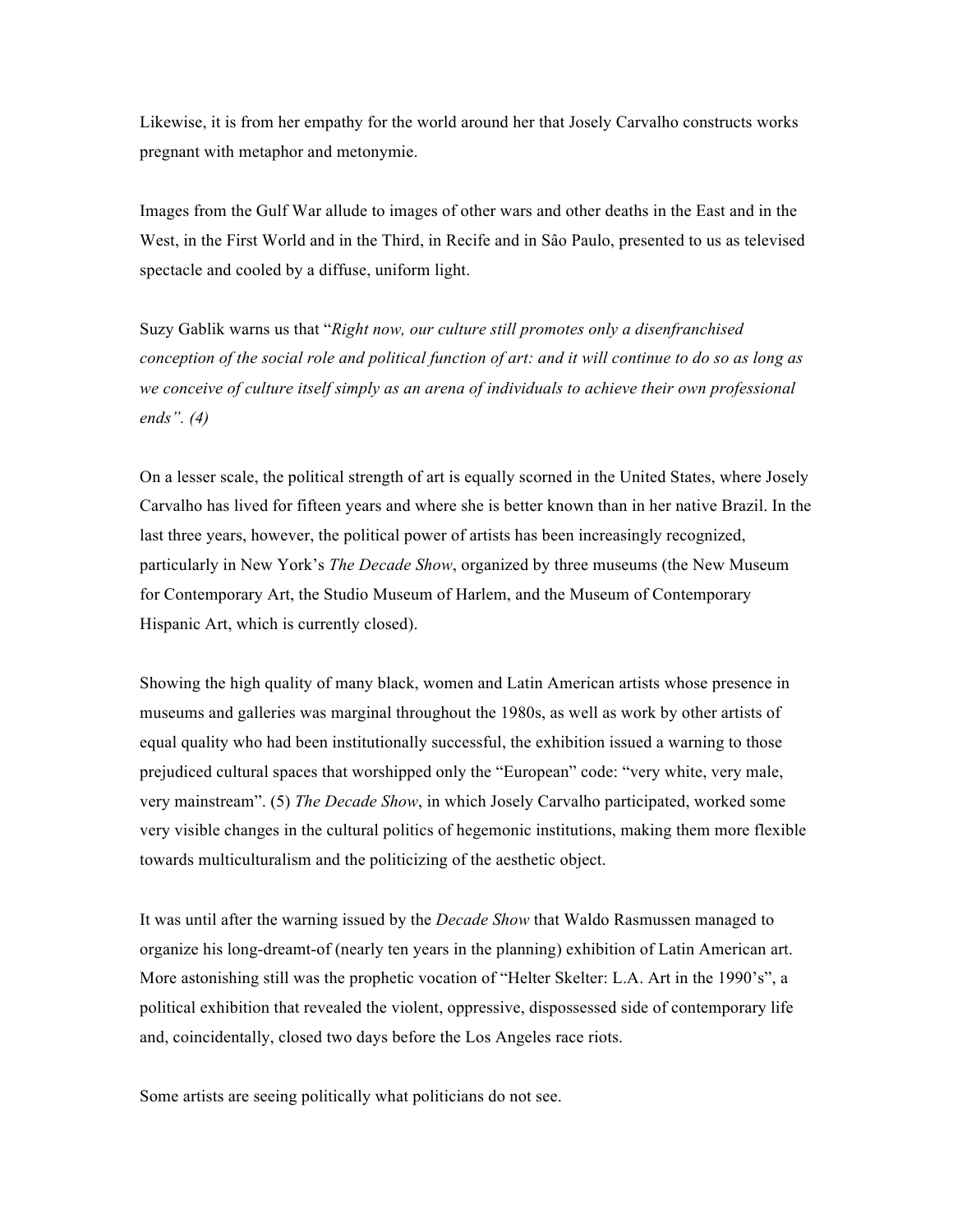Likewise, it is from her empathy for the world around her that Josely Carvalho constructs works pregnant with metaphor and metonymie.

Images from the Gulf War allude to images of other wars and other deaths in the East and in the West, in the First World and in the Third, in Recife and in Sâo Paulo, presented to us as televised spectacle and cooled by a diffuse, uniform light.

Suzy Gablik warns us that "*Right now, our culture still promotes only a disenfranchised conception of the social role and political function of art: and it will continue to do so as long as we conceive of culture itself simply as an arena of individuals to achieve their own professional ends". (4)*

On a lesser scale, the political strength of art is equally scorned in the United States, where Josely Carvalho has lived for fifteen years and where she is better known than in her native Brazil. In the last three years, however, the political power of artists has been increasingly recognized, particularly in New York's *The Decade Show*, organized by three museums (the New Museum for Contemporary Art, the Studio Museum of Harlem, and the Museum of Contemporary Hispanic Art, which is currently closed).

Showing the high quality of many black, women and Latin American artists whose presence in museums and galleries was marginal throughout the 1980s, as well as work by other artists of equal quality who had been institutionally successful, the exhibition issued a warning to those prejudiced cultural spaces that worshipped only the "European" code: "very white, very male, very mainstream". (5) *The Decade Show*, in which Josely Carvalho participated, worked some very visible changes in the cultural politics of hegemonic institutions, making them more flexible towards multiculturalism and the politicizing of the aesthetic object.

It was until after the warning issued by the *Decade Show* that Waldo Rasmussen managed to organize his long-dreamt-of (nearly ten years in the planning) exhibition of Latin American art. More astonishing still was the prophetic vocation of "Helter Skelter: L.A. Art in the 1990's", a political exhibition that revealed the violent, oppressive, dispossessed side of contemporary life and, coincidentally, closed two days before the Los Angeles race riots.

Some artists are seeing politically what politicians do not see.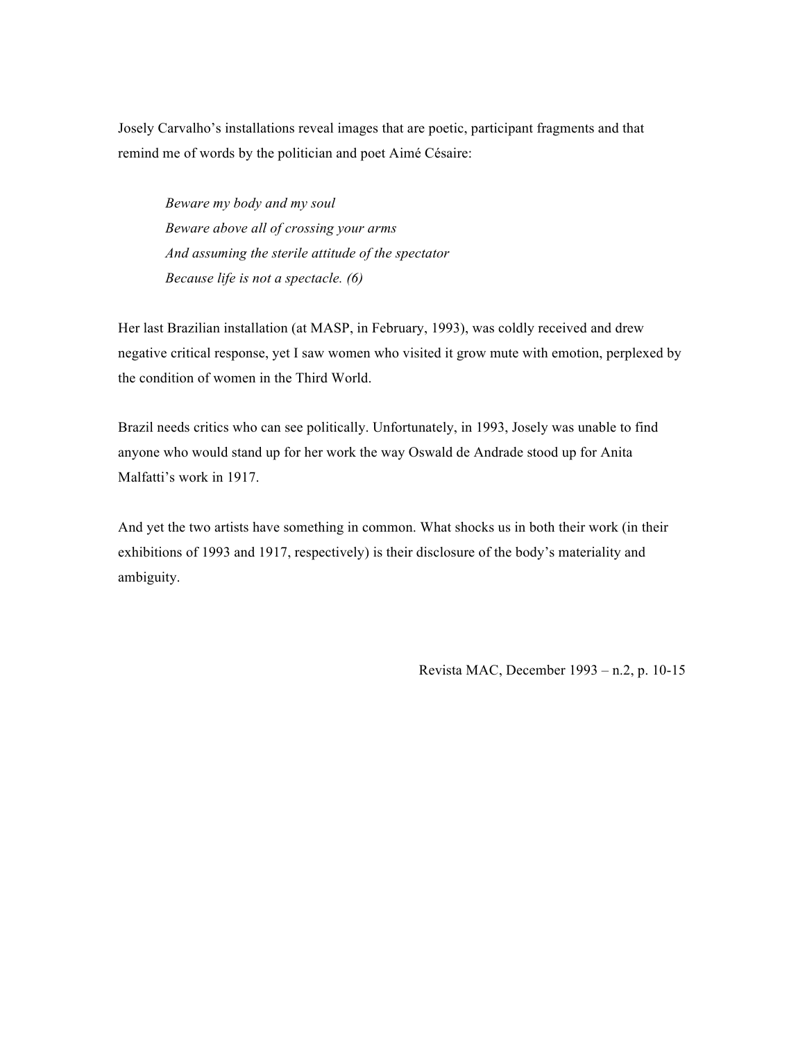Josely Carvalho's installations reveal images that are poetic, participant fragments and that remind me of words by the politician and poet Aimé Césaire:

> *Beware my body and my soul*
> *Beware above all of crossing your arms*
> *And assuming the sterile attitude of the spectator*
> *Because life is not a spectacle. (6)*

Her last Brazilian installation (at MASP, in February, 1993), was coldly received and drew negative critical response, yet I saw women who visited it grow mute with emotion, perplexed by the condition of women in the Third World.

Brazil needs critics who can see politically. Unfortunately, in 1993, Josely was unable to find anyone who would stand up for her work the way Oswald de Andrade stood up for Anita Malfatti's work in 1917.

And yet the two artists have something in common. What shocks us in both their work (in their exhibitions of 1993 and 1917, respectively) is their disclosure of the body's materiality and ambiguity.

Revista MAC, December 1993 – n.2, p. 10-15